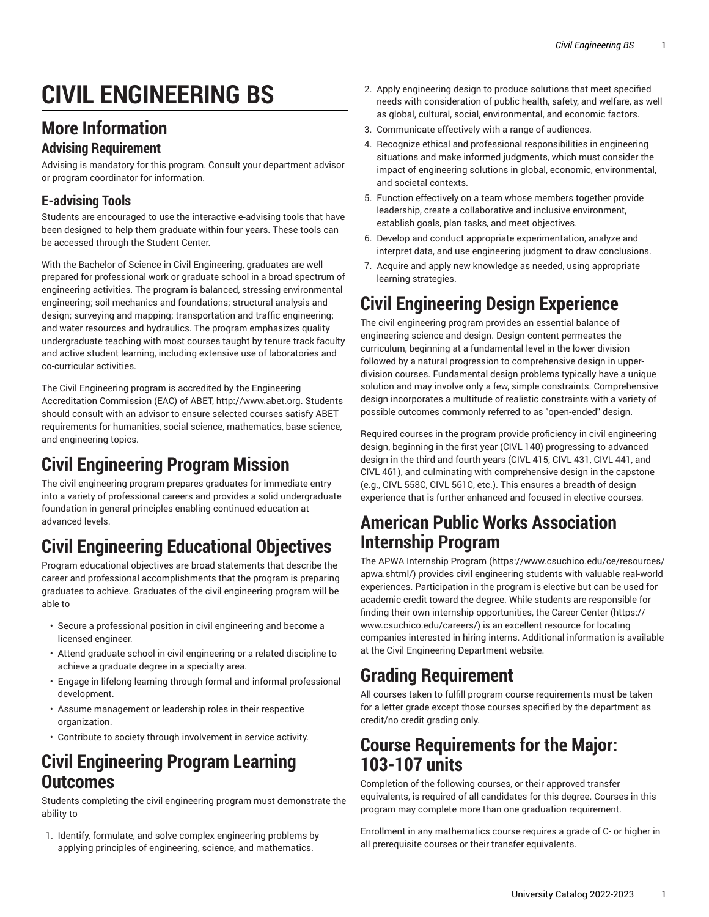# CIVIL ENGINEERING BS

## More Information

### Advising Requirement

Advising is mandatory for this program. Consult your department advisor or program coordinator for information.

### E-advising Tools

Students are encouraged to use the interactive e-advising tools that have been designed to help them graduate within four years. These tools can be accessed through the Student Center.

With the Bachelor of Science in Civil Engineering, graduates are well prepared for professional work or graduate school in a broad spectrum of engineering activities. The program is balanced, stressing environmental engineering; soil mechanics and foundations; structural analysis and design; surveying and mapping; transportation and traffic engineering; and water resources and hydraulics. The program emphasizes quality undergraduate teaching with most courses taught by tenure track faculty and active student learning, including extensive use of laboratories and co-curricular activities.

The Civil Engineering program is accredited by the Engineering Accreditation Commission (EAC) of ABET, http://www.abet.org. Students should consult with an advisor to ensure selected courses satisfy ABET requirements for humanities, social science, mathematics, base science, and engineering topics.

# Civil Engineering Program Mission

The civil engineering program prepares graduates for immediate entry into a variety of professional careers and provides a solid undergraduate foundation in general principles enabling continued education at advanced levels.

# Civil Engineering Educational Objectives

Program educational objectives are broad statements that describe the career and professional accomplishments that the program is preparing graduates to achieve. Graduates of the civil engineering program will be able to

- Secure a professional position in civil engineering and become a licensed engineer.
- Attend graduate school in civil engineering or a related discipline to achieve a graduate degree in a specialty area.
- Engage in lifelong learning through formal and informal professional development.
- Assume management or leadership roles in their respective organization.
- Contribute to society through involvement in service activity.

# Civil Engineering Program Learning Outcomes

Students completing the civil engineering program must demonstrate the ability to

1. Identify, formulate, and solve complex engineering problems by applying principles of engineering, science, and mathematics.
2. Apply engineering design to produce solutions that meet specified needs with consideration of public health, safety, and welfare, as well as global, cultural, social, environmental, and economic factors.
3. Communicate effectively with a range of audiences.
4. Recognize ethical and professional responsibilities in engineering situations and make informed judgments, which must consider the impact of engineering solutions in global, economic, environmental, and societal contexts.
5. Function effectively on a team whose members together provide leadership, create a collaborative and inclusive environment, establish goals, plan tasks, and meet objectives.
6. Develop and conduct appropriate experimentation, analyze and interpret data, and use engineering judgment to draw conclusions.
7. Acquire and apply new knowledge as needed, using appropriate learning strategies.

# Civil Engineering Design Experience

The civil engineering program provides an essential balance of engineering science and design. Design content permeates the curriculum, beginning at a fundamental level in the lower division followed by a natural progression to comprehensive design in upper-division courses. Fundamental design problems typically have a unique solution and may involve only a few, simple constraints. Comprehensive design incorporates a multitude of realistic constraints with a variety of possible outcomes commonly referred to as "open-ended" design.

Required courses in the program provide proficiency in civil engineering design, beginning in the first year (CIVL 140) progressing to advanced design in the third and fourth years (CIVL 415, CIVL 431, CIVL 441, and CIVL 461), and culminating with comprehensive design in the capstone (e.g., CIVL 558C, CIVL 561C, etc.). This ensures a breadth of design experience that is further enhanced and focused in elective courses.

# American Public Works Association Internship Program

The APWA Internship Program (https://www.csuchico.edu/ce/resources/apwa.shtml/) provides civil engineering students with valuable real-world experiences. Participation in the program is elective but can be used for academic credit toward the degree. While students are responsible for finding their own internship opportunities, the Career Center (https://www.csuchico.edu/careers/) is an excellent resource for locating companies interested in hiring interns. Additional information is available at the Civil Engineering Department website.

# Grading Requirement

All courses taken to fulfill program course requirements must be taken for a letter grade except those courses specified by the department as credit/no credit grading only.

# Course Requirements for the Major: 103-107 units

Completion of the following courses, or their approved transfer equivalents, is required of all candidates for this degree. Courses in this program may complete more than one graduation requirement.

Enrollment in any mathematics course requires a grade of C- or higher in all prerequisite courses or their transfer equivalents.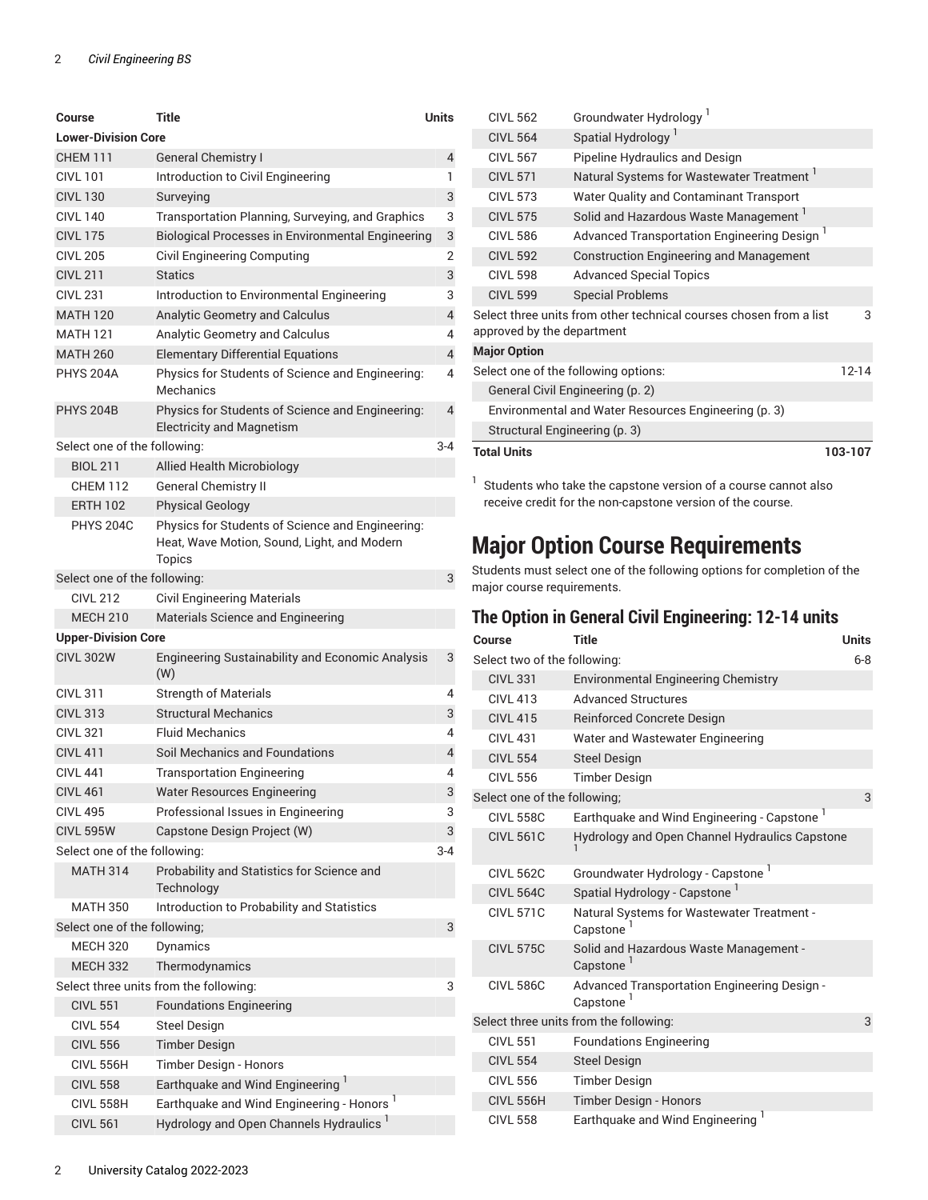| Course | Title | Units |
|---|---|---|
| **Lower-Division Core** | | |
| CHEM 111 | General Chemistry I | 4 |
| CIVL 101 | Introduction to Civil Engineering | 1 |
| CIVL 130 | Surveying | 3 |
| CIVL 140 | Transportation Planning, Surveying, and Graphics | 3 |
| CIVL 175 | Biological Processes in Environmental Engineering | 3 |
| CIVL 205 | Civil Engineering Computing | 2 |
| CIVL 211 | Statics | 3 |
| CIVL 231 | Introduction to Environmental Engineering | 3 |
| MATH 120 | Analytic Geometry and Calculus | 4 |
| MATH 121 | Analytic Geometry and Calculus | 4 |
| MATH 260 | Elementary Differential Equations | 4 |
| PHYS 204A | Physics for Students of Science and Engineering: Mechanics | 4 |
| PHYS 204B | Physics for Students of Science and Engineering: Electricity and Magnetism | 4 |
| Select one of the following: | | 3-4 |
| BIOL 211 | Allied Health Microbiology | |
| CHEM 112 | General Chemistry II | |
| ERTH 102 | Physical Geology | |
| PHYS 204C | Physics for Students of Science and Engineering: Heat, Wave Motion, Sound, Light, and Modern Topics | |
| Select one of the following: | | 3 |
| CIVL 212 | Civil Engineering Materials | |
| MECH 210 | Materials Science and Engineering | |
| **Upper-Division Core** | | |
| CIVL 302W | Engineering Sustainability and Economic Analysis (W) | 3 |
| CIVL 311 | Strength of Materials | 4 |
| CIVL 313 | Structural Mechanics | 3 |
| CIVL 321 | Fluid Mechanics | 4 |
| CIVL 411 | Soil Mechanics and Foundations | 4 |
| CIVL 441 | Transportation Engineering | 4 |
| CIVL 461 | Water Resources Engineering | 3 |
| CIVL 495 | Professional Issues in Engineering | 3 |
| CIVL 595W | Capstone Design Project (W) | 3 |
| Select one of the following: | | 3-4 |
| MATH 314 | Probability and Statistics for Science and Technology | |
| MATH 350 | Introduction to Probability and Statistics | |
| Select one of the following; | | 3 |
| MECH 320 | Dynamics | |
| MECH 332 | Thermodynamics | |
| Select three units from the following: | | 3 |
| CIVL 551 | Foundations Engineering | |
| CIVL 554 | Steel Design | |
| CIVL 556 | Timber Design | |
| CIVL 556H | Timber Design - Honors | |
| CIVL 558 | Earthquake and Wind Engineering [1] | |
| CIVL 558H | Earthquake and Wind Engineering - Honors [1] | |
| CIVL 561 | Hydrology and Open Channels Hydraulics [1] | |
| CIVL 562 | Groundwater Hydrology [1] | |
| CIVL 564 | Spatial Hydrology [1] | |
| CIVL 567 | Pipeline Hydraulics and Design | |
| CIVL 571 | Natural Systems for Wastewater Treatment [1] | |
| CIVL 573 | Water Quality and Contaminant Transport | |
| CIVL 575 | Solid and Hazardous Waste Management [1] | |
| CIVL 586 | Advanced Transportation Engineering Design [1] | |
| CIVL 592 | Construction Engineering and Management | |
| CIVL 598 | Advanced Special Topics | |
| CIVL 599 | Special Problems | |
| Select three units from other technical courses chosen from a list approved by the department | | 3 |
| **Major Option** | | |
| Select one of the following options: | | 12-14 |
| General Civil Engineering (p. 2) | | |
| Environmental and Water Resources Engineering (p. 3) | | |
| Structural Engineering (p. 3) | | |
| **Total Units** | | **103-107** |

[1] Students who take the capstone version of a course cannot also receive credit for the non-capstone version of the course.

# Major Option Course Requirements

Students must select one of the following options for completion of the major course requirements.

## The Option in General Civil Engineering: 12-14 units

| Course | Title | Units |
|---|---|---|
| Select two of the following: | | 6-8 |
| CIVL 331 | Environmental Engineering Chemistry | |
| CIVL 413 | Advanced Structures | |
| CIVL 415 | Reinforced Concrete Design | |
| CIVL 431 | Water and Wastewater Engineering | |
| CIVL 554 | Steel Design | |
| CIVL 556 | Timber Design | |
| Select one of the following; | | 3 |
| CIVL 558C | Earthquake and Wind Engineering - Capstone [1] | |
| CIVL 561C | Hydrology and Open Channel Hydraulics Capstone [1] | |
| CIVL 562C | Groundwater Hydrology - Capstone [1] | |
| CIVL 564C | Spatial Hydrology - Capstone [1] | |
| CIVL 571C | Natural Systems for Wastewater Treatment - Capstone [1] | |
| CIVL 575C | Solid and Hazardous Waste Management - Capstone [1] | |
| CIVL 586C | Advanced Transportation Engineering Design - Capstone [1] | |
| Select three units from the following: | | 3 |
| CIVL 551 | Foundations Engineering | |
| CIVL 554 | Steel Design | |
| CIVL 556 | Timber Design | |
| CIVL 556H | Timber Design - Honors | |
| CIVL 558 | Earthquake and Wind Engineering [1] | |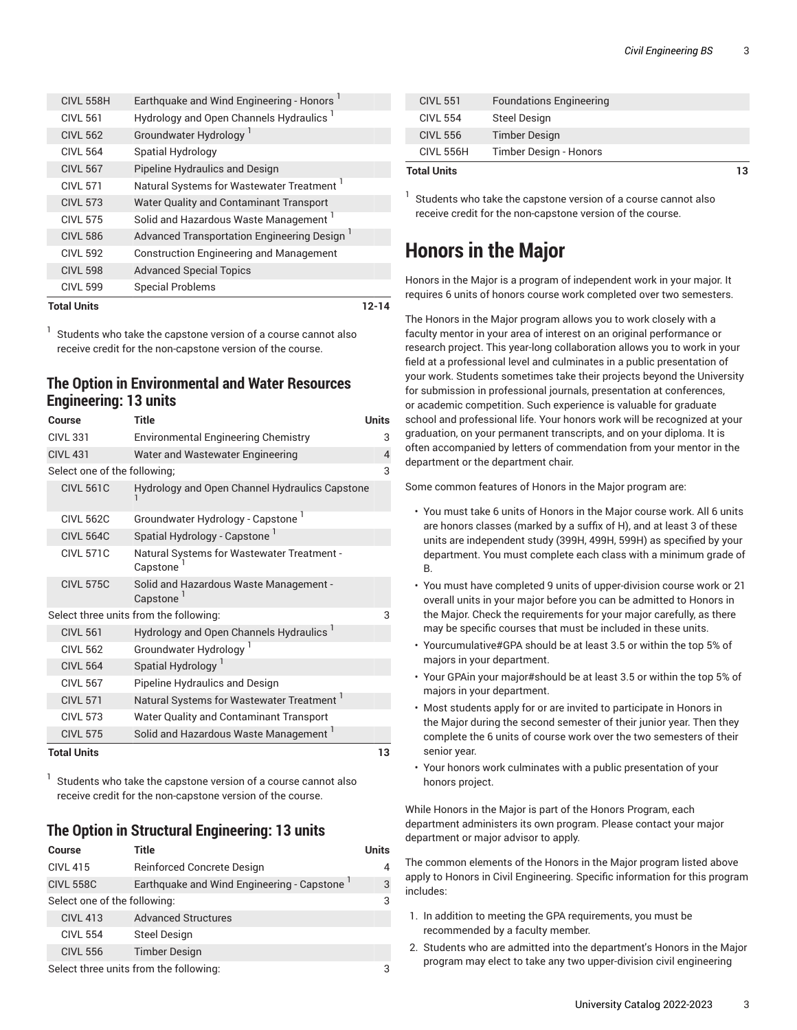| Course | Title | Units |
| --- | --- | --- |
| CIVL 558H | Earthquake and Wind Engineering - Honors [1] | |
| CIVL 561 | Hydrology and Open Channels Hydraulics [1] | |
| CIVL 562 | Groundwater Hydrology [1] | |
| CIVL 564 | Spatial Hydrology | |
| CIVL 567 | Pipeline Hydraulics and Design | |
| CIVL 571 | Natural Systems for Wastewater Treatment [1] | |
| CIVL 573 | Water Quality and Contaminant Transport | |
| CIVL 575 | Solid and Hazardous Waste Management [1] | |
| CIVL 586 | Advanced Transportation Engineering Design [1] | |
| CIVL 592 | Construction Engineering and Management | |
| CIVL 598 | Advanced Special Topics | |
| CIVL 599 | Special Problems | |
| **Total Units** | | **12-14** |

[1] Students who take the capstone version of a course cannot also receive credit for the non-capstone version of the course.

### The Option in Environmental and Water Resources Engineering: 13 units

| Course | Title | Units |
| --- | --- | --- |
| CIVL 331 | Environmental Engineering Chemistry | 3 |
| CIVL 431 | Water and Wastewater Engineering | 4 |
| Select one of the following; | | 3 |
| CIVL 561C | Hydrology and Open Channel Hydraulics Capstone [1] | |
| CIVL 562C | Groundwater Hydrology - Capstone [1] | |
| CIVL 564C | Spatial Hydrology - Capstone [1] | |
| CIVL 571C | Natural Systems for Wastewater Treatment - Capstone [1] | |
| CIVL 575C | Solid and Hazardous Waste Management - Capstone [1] | |
| Select three units from the following: | | 3 |
| CIVL 561 | Hydrology and Open Channels Hydraulics [1] | |
| CIVL 562 | Groundwater Hydrology [1] | |
| CIVL 564 | Spatial Hydrology [1] | |
| CIVL 567 | Pipeline Hydraulics and Design | |
| CIVL 571 | Natural Systems for Wastewater Treatment [1] | |
| CIVL 573 | Water Quality and Contaminant Transport | |
| CIVL 575 | Solid and Hazardous Waste Management [1] | |
| **Total Units** | | **13** |

[1] Students who take the capstone version of a course cannot also receive credit for the non-capstone version of the course.

### The Option in Structural Engineering: 13 units

| Course | Title | Units |
| --- | --- | --- |
| CIVL 415 | Reinforced Concrete Design | 4 |
| CIVL 558C | Earthquake and Wind Engineering - Capstone [1] | 3 |
| Select one of the following: | | 3 |
| CIVL 413 | Advanced Structures | |
| CIVL 554 | Steel Design | |
| CIVL 556 | Timber Design | |
| Select three units from the following: | | 3 |
| CIVL 551 | Foundations Engineering | |
| CIVL 554 | Steel Design | |
| CIVL 556 | Timber Design | |
| CIVL 556H | Timber Design - Honors | |
| **Total Units** | | **13** |

[1] Students who take the capstone version of a course cannot also receive credit for the non-capstone version of the course.

# Honors in the Major

Honors in the Major is a program of independent work in your major. It requires 6 units of honors course work completed over two semesters.

The Honors in the Major program allows you to work closely with a faculty mentor in your area of interest on an original performance or research project. This year-long collaboration allows you to work in your field at a professional level and culminates in a public presentation of your work. Students sometimes take their projects beyond the University for submission in professional journals, presentation at conferences, or academic competition. Such experience is valuable for graduate school and professional life. Your honors work will be recognized at your graduation, on your permanent transcripts, and on your diploma. It is often accompanied by letters of commendation from your mentor in the department or the department chair.

Some common features of Honors in the Major program are:

- You must take 6 units of Honors in the Major course work. All 6 units are honors classes (marked by a suffix of H), and at least 3 of these units are independent study (399H, 499H, 599H) as specified by your department. You must complete each class with a minimum grade of B.
- You must have completed 9 units of upper-division course work or 21 overall units in your major before you can be admitted to Honors in the Major. Check the requirements for your major carefully, as there may be specific courses that must be included in these units.
- Yourcumulative#GPA should be at least 3.5 or within the top 5% of majors in your department.
- Your GPAin your major#should be at least 3.5 or within the top 5% of majors in your department.
- Most students apply for or are invited to participate in Honors in the Major during the second semester of their junior year. Then they complete the 6 units of course work over the two semesters of their senior year.
- Your honors work culminates with a public presentation of your honors project.

While Honors in the Major is part of the Honors Program, each department administers its own program. Please contact your major department or major advisor to apply.

The common elements of the Honors in the Major program listed above apply to Honors in Civil Engineering. Specific information for this program includes:

1. In addition to meeting the GPA requirements, you must be recommended by a faculty member.
2. Students who are admitted into the department's Honors in the Major program may elect to take any two upper-division civil engineering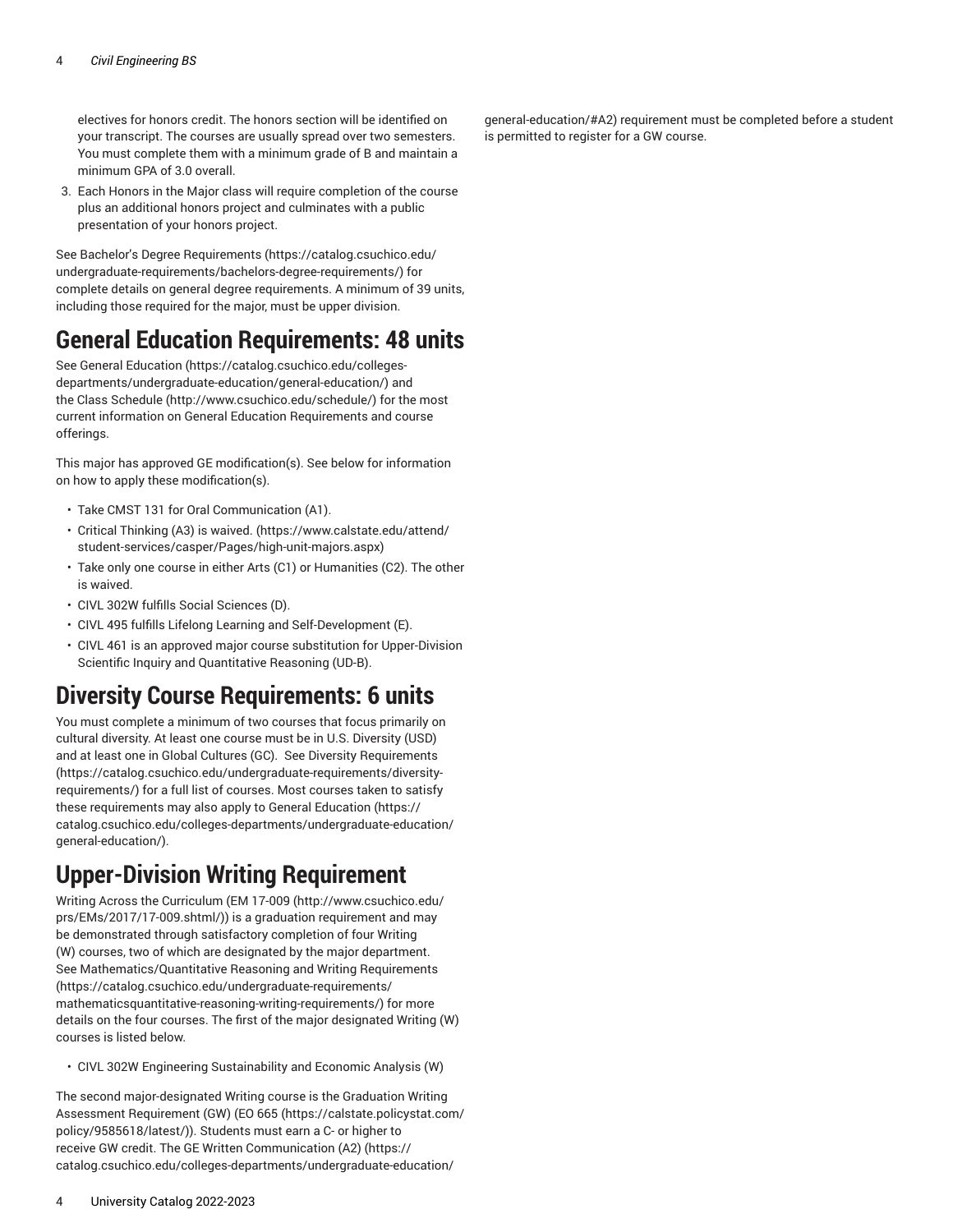electives for honors credit. The honors section will be identified on your transcript. The courses are usually spread over two semesters. You must complete them with a minimum grade of B and maintain a minimum GPA of 3.0 overall.

3. Each Honors in the Major class will require completion of the course plus an additional honors project and culminates with a public presentation of your honors project.

See Bachelor's Degree Requirements (https://catalog.csuchico.edu/undergraduate-requirements/bachelors-degree-requirements/) for complete details on general degree requirements. A minimum of 39 units, including those required for the major, must be upper division.

# General Education Requirements: 48 units

See General Education (https://catalog.csuchico.edu/colleges-departments/undergraduate-education/general-education/) and the Class Schedule (http://www.csuchico.edu/schedule/) for the most current information on General Education Requirements and course offerings.

This major has approved GE modification(s). See below for information on how to apply these modification(s).

- Take CMST 131 for Oral Communication (A1).
- Critical Thinking (A3) is waived. (https://www.calstate.edu/attend/student-services/casper/Pages/high-unit-majors.aspx)
- Take only one course in either Arts (C1) or Humanities (C2). The other is waived.
- CIVL 302W fulfills Social Sciences (D).
- CIVL 495 fulfills Lifelong Learning and Self-Development (E).
- CIVL 461 is an approved major course substitution for Upper-Division Scientific Inquiry and Quantitative Reasoning (UD-B).

# Diversity Course Requirements: 6 units

You must complete a minimum of two courses that focus primarily on cultural diversity. At least one course must be in U.S. Diversity (USD) and at least one in Global Cultures (GC). See Diversity Requirements (https://catalog.csuchico.edu/undergraduate-requirements/diversity-requirements/) for a full list of courses. Most courses taken to satisfy these requirements may also apply to General Education (https://catalog.csuchico.edu/colleges-departments/undergraduate-education/general-education/).

# Upper-Division Writing Requirement

Writing Across the Curriculum (EM 17-009 (http://www.csuchico.edu/prs/EMs/2017/17-009.shtml/)) is a graduation requirement and may be demonstrated through satisfactory completion of four Writing (W) courses, two of which are designated by the major department. See Mathematics/Quantitative Reasoning and Writing Requirements (https://catalog.csuchico.edu/undergraduate-requirements/mathematicsquantitative-reasoning-writing-requirements/) for more details on the four courses. The first of the major designated Writing (W) courses is listed below.

- CIVL 302W Engineering Sustainability and Economic Analysis (W)

The second major-designated Writing course is the Graduation Writing Assessment Requirement (GW) (EO 665 (https://calstate.policystat.com/policy/9585618/latest/)). Students must earn a C- or higher to receive GW credit. The GE Written Communication (A2) (https://catalog.csuchico.edu/colleges-departments/undergraduate-education/general-education/#A2) requirement must be completed before a student is permitted to register for a GW course.